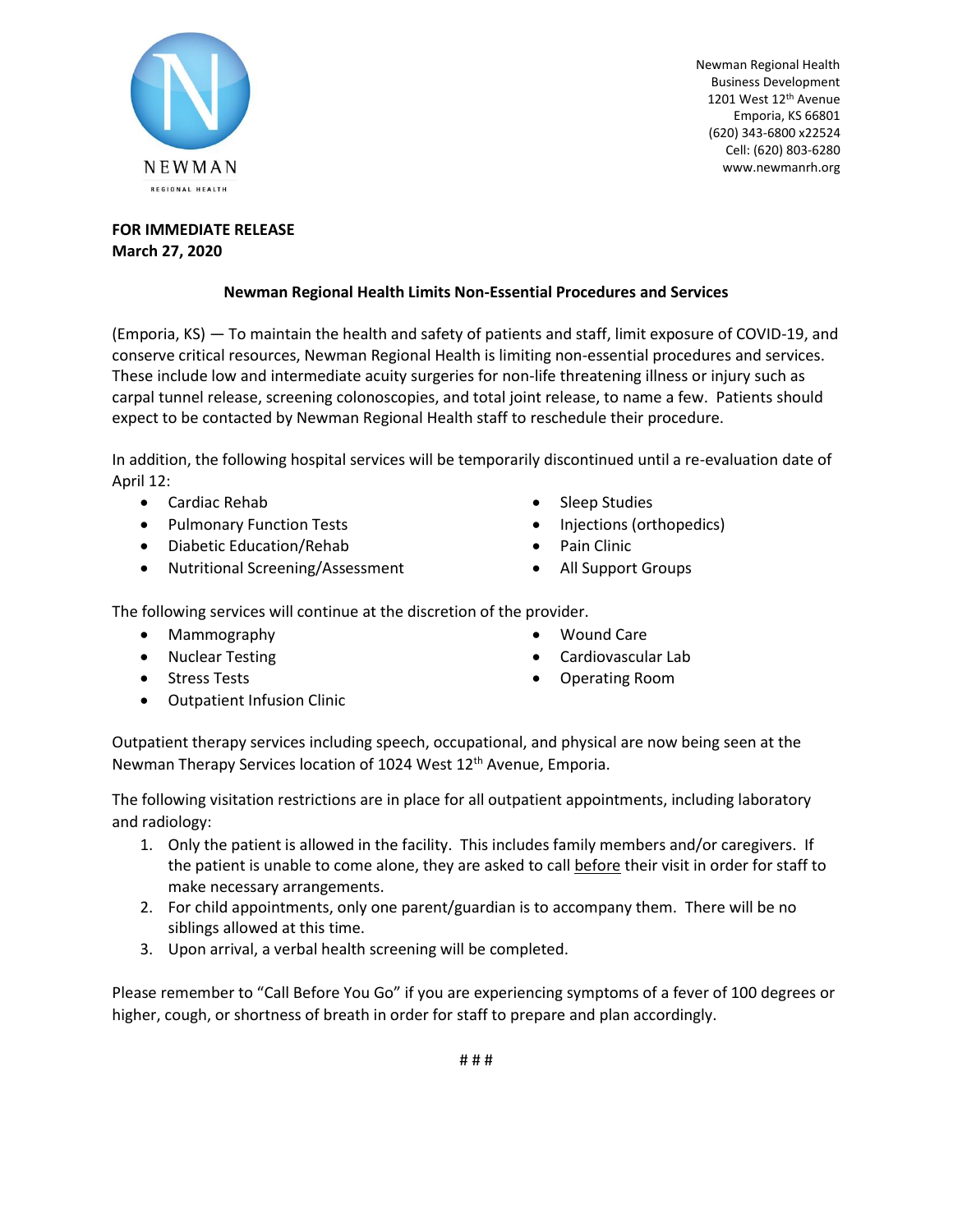NEWMAN
REGIONAL HEALTH

Newman Regional Health
Business Development
1201 West 12th Avenue
Emporia, KS 66801
(620) 343-6800 x22524
Cell: (620) 803-6280
www.newmanrh.org

**FOR IMMEDIATE RELEASE**
**March 27, 2020**

**Newman Regional Health Limits Non-Essential Procedures and Services**

(Emporia, KS) — To maintain the health and safety of patients and staff, limit exposure of COVID-19, and conserve critical resources, Newman Regional Health is limiting non-essential procedures and services. These include low and intermediate acuity surgeries for non-life threatening illness or injury such as carpal tunnel release, screening colonoscopies, and total joint release, to name a few. Patients should expect to be contacted by Newman Regional Health staff to reschedule their procedure.

In addition, the following hospital services will be temporarily discontinued until a re-evaluation date of April 12:

- Cardiac Rehab
- Pulmonary Function Tests
- Diabetic Education/Rehab
- Nutritional Screening/Assessment
- Sleep Studies
- Injections (orthopedics)
- Pain Clinic
- All Support Groups

The following services will continue at the discretion of the provider.

- Mammography
- Nuclear Testing
- Stress Tests
- Outpatient Infusion Clinic
- Wound Care
- Cardiovascular Lab
- Operating Room

Outpatient therapy services including speech, occupational, and physical are now being seen at the Newman Therapy Services location of 1024 West 12th Avenue, Emporia.

The following visitation restrictions are in place for all outpatient appointments, including laboratory and radiology:

1. Only the patient is allowed in the facility. This includes family members and/or caregivers. If the patient is unable to come alone, they are asked to call before their visit in order for staff to make necessary arrangements.
2. For child appointments, only one parent/guardian is to accompany them. There will be no siblings allowed at this time.
3. Upon arrival, a verbal health screening will be completed.

Please remember to "Call Before You Go" if you are experiencing symptoms of a fever of 100 degrees or higher, cough, or shortness of breath in order for staff to prepare and plan accordingly.

# # #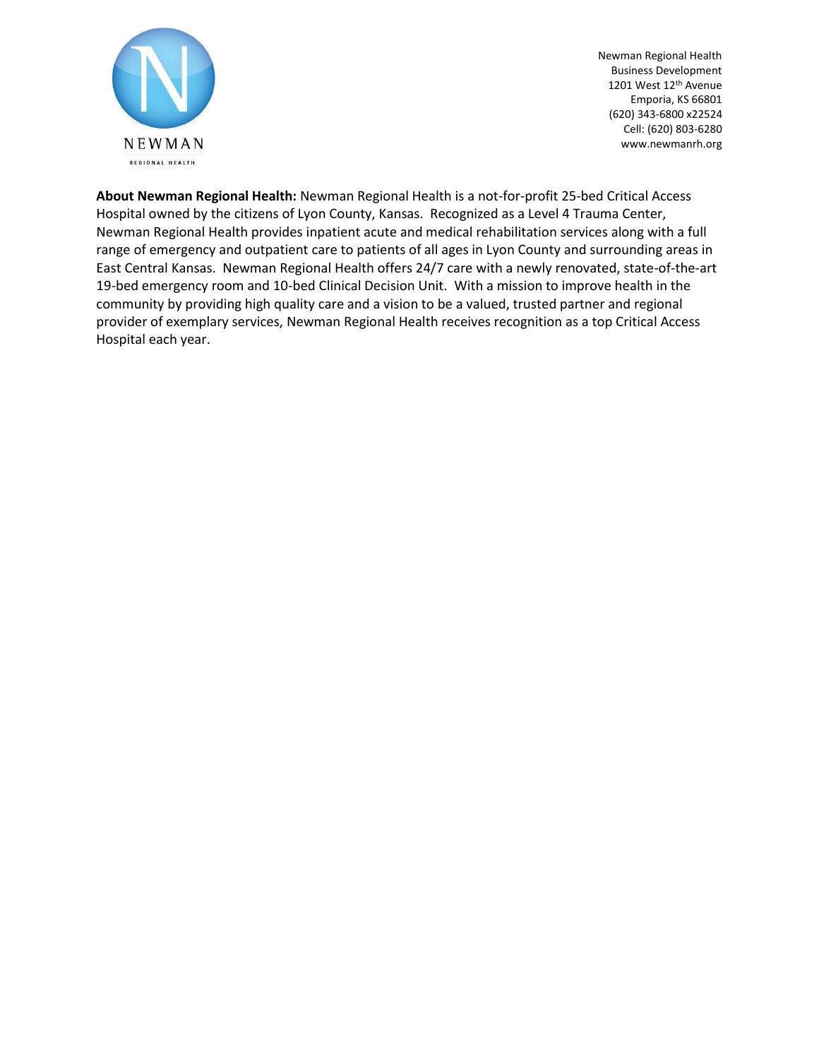Newman Regional Health
Business Development
1201 West 12th Avenue
Emporia, KS 66801
(620) 343-6800 x22524
Cell: (620) 803-6280
www.newmanrh.org

**About Newman Regional Health:** Newman Regional Health is a not-for-profit 25-bed Critical Access Hospital owned by the citizens of Lyon County, Kansas. Recognized as a Level 4 Trauma Center, Newman Regional Health provides inpatient acute and medical rehabilitation services along with a full range of emergency and outpatient care to patients of all ages in Lyon County and surrounding areas in East Central Kansas. Newman Regional Health offers 24/7 care with a newly renovated, state-of-the-art 19-bed emergency room and 10-bed Clinical Decision Unit. With a mission to improve health in the community by providing high quality care and a vision to be a valued, trusted partner and regional provider of exemplary services, Newman Regional Health receives recognition as a top Critical Access Hospital each year.